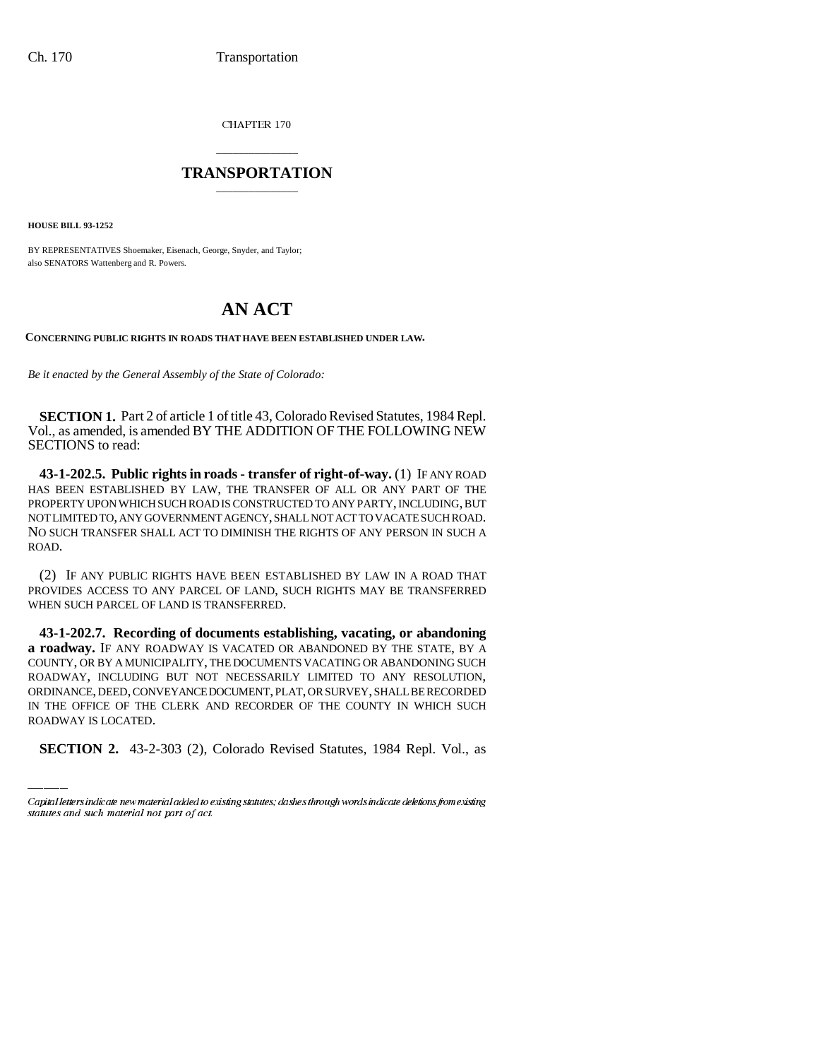CHAPTER 170

# TRANSPORTATION

**HOUSE BILL 93-1252**

BY REPRESENTATIVES Shoemaker, Eisenach, George, Snyder, and Taylor;
also SENATORS Wattenberg and R. Powers.

# AN ACT

**CONCERNING PUBLIC RIGHTS IN ROADS THAT HAVE BEEN ESTABLISHED UNDER LAW.**

*Be it enacted by the General Assembly of the State of Colorado:*

**SECTION 1.** Part 2 of article 1 of title 43, Colorado Revised Statutes, 1984 Repl. Vol., as amended, is amended BY THE ADDITION OF THE FOLLOWING NEW SECTIONS to read:

**43-1-202.5. Public rights in roads - transfer of right-of-way.** (1) IF ANY ROAD HAS BEEN ESTABLISHED BY LAW, THE TRANSFER OF ALL OR ANY PART OF THE PROPERTY UPON WHICH SUCH ROAD IS CONSTRUCTED TO ANY PARTY, INCLUDING, BUT NOT LIMITED TO, ANY GOVERNMENT AGENCY, SHALL NOT ACT TO VACATE SUCH ROAD. NO SUCH TRANSFER SHALL ACT TO DIMINISH THE RIGHTS OF ANY PERSON IN SUCH A ROAD.

(2) IF ANY PUBLIC RIGHTS HAVE BEEN ESTABLISHED BY LAW IN A ROAD THAT PROVIDES ACCESS TO ANY PARCEL OF LAND, SUCH RIGHTS MAY BE TRANSFERRED WHEN SUCH PARCEL OF LAND IS TRANSFERRED.

**43-1-202.7. Recording of documents establishing, vacating, or abandoning a roadway.** IF ANY ROADWAY IS VACATED OR ABANDONED BY THE STATE, BY A COUNTY, OR BY A MUNICIPALITY, THE DOCUMENTS VACATING OR ABANDONING SUCH ROADWAY, INCLUDING BUT NOT NECESSARILY LIMITED TO ANY RESOLUTION, ORDINANCE, DEED, CONVEYANCE DOCUMENT, PLAT, OR SURVEY, SHALL BE RECORDED IN THE OFFICE OF THE CLERK AND RECORDER OF THE COUNTY IN WHICH SUCH ROADWAY IS LOCATED.

**SECTION 2.** 43-2-303 (2), Colorado Revised Statutes, 1984 Repl. Vol., as

*Capital letters indicate new material added to existing statutes; dashes through words indicate deletions from existing statutes and such material not part of act.*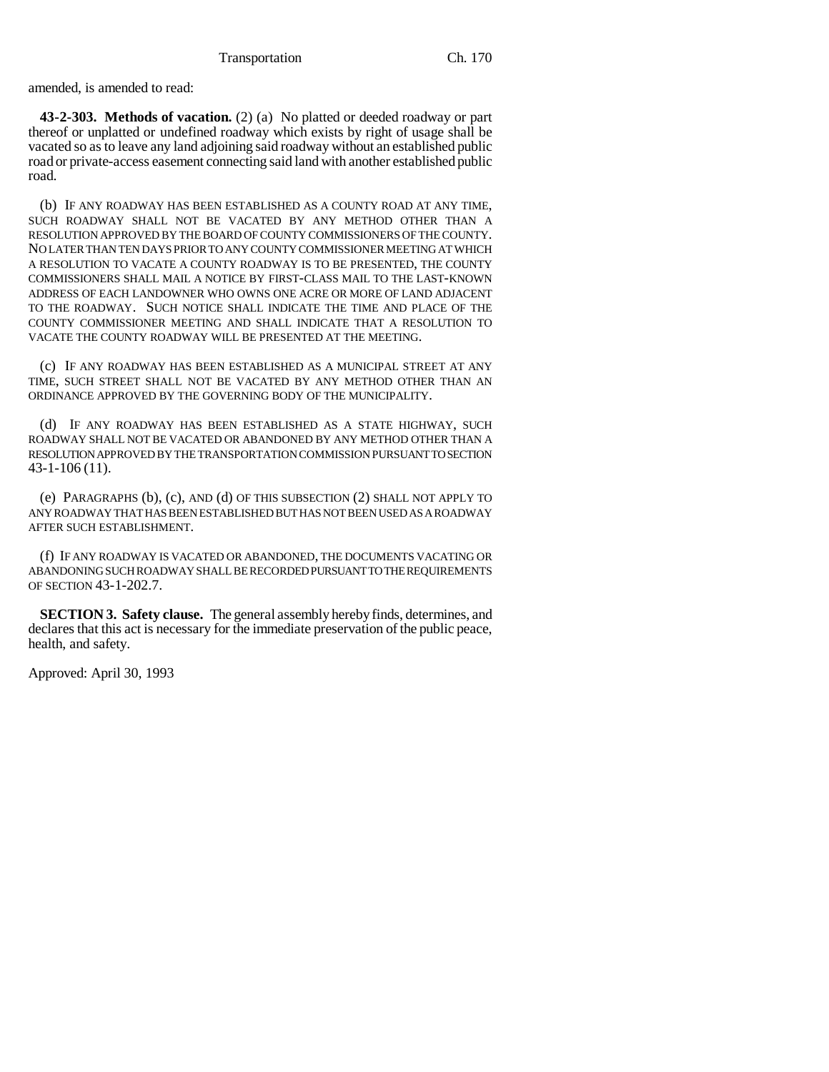amended, is amended to read:

**43-2-303. Methods of vacation.** (2) (a) No platted or deeded roadway or part thereof or unplatted or undefined roadway which exists by right of usage shall be vacated so as to leave any land adjoining said roadway without an established public road or private-access easement connecting said land with another established public road.

(b) IF ANY ROADWAY HAS BEEN ESTABLISHED AS A COUNTY ROAD AT ANY TIME, SUCH ROADWAY SHALL NOT BE VACATED BY ANY METHOD OTHER THAN A RESOLUTION APPROVED BY THE BOARD OF COUNTY COMMISSIONERS OF THE COUNTY. NO LATER THAN TEN DAYS PRIOR TO ANY COUNTY COMMISSIONER MEETING AT WHICH A RESOLUTION TO VACATE A COUNTY ROADWAY IS TO BE PRESENTED, THE COUNTY COMMISSIONERS SHALL MAIL A NOTICE BY FIRST-CLASS MAIL TO THE LAST-KNOWN ADDRESS OF EACH LANDOWNER WHO OWNS ONE ACRE OR MORE OF LAND ADJACENT TO THE ROADWAY. SUCH NOTICE SHALL INDICATE THE TIME AND PLACE OF THE COUNTY COMMISSIONER MEETING AND SHALL INDICATE THAT A RESOLUTION TO VACATE THE COUNTY ROADWAY WILL BE PRESENTED AT THE MEETING.

(c) IF ANY ROADWAY HAS BEEN ESTABLISHED AS A MUNICIPAL STREET AT ANY TIME, SUCH STREET SHALL NOT BE VACATED BY ANY METHOD OTHER THAN AN ORDINANCE APPROVED BY THE GOVERNING BODY OF THE MUNICIPALITY.

(d) IF ANY ROADWAY HAS BEEN ESTABLISHED AS A STATE HIGHWAY, SUCH ROADWAY SHALL NOT BE VACATED OR ABANDONED BY ANY METHOD OTHER THAN A RESOLUTION APPROVED BY THE TRANSPORTATION COMMISSION PURSUANT TO SECTION 43-1-106 (11).

(e) PARAGRAPHS (b), (c), AND (d) OF THIS SUBSECTION (2) SHALL NOT APPLY TO ANY ROADWAY THAT HAS BEEN ESTABLISHED BUT HAS NOT BEEN USED AS A ROADWAY AFTER SUCH ESTABLISHMENT.

(f) IF ANY ROADWAY IS VACATED OR ABANDONED, THE DOCUMENTS VACATING OR ABANDONING SUCH ROADWAY SHALL BE RECORDED PURSUANT TO THE REQUIREMENTS OF SECTION 43-1-202.7.

**SECTION 3. Safety clause.** The general assembly hereby finds, determines, and declares that this act is necessary for the immediate preservation of the public peace, health, and safety.

Approved: April 30, 1993